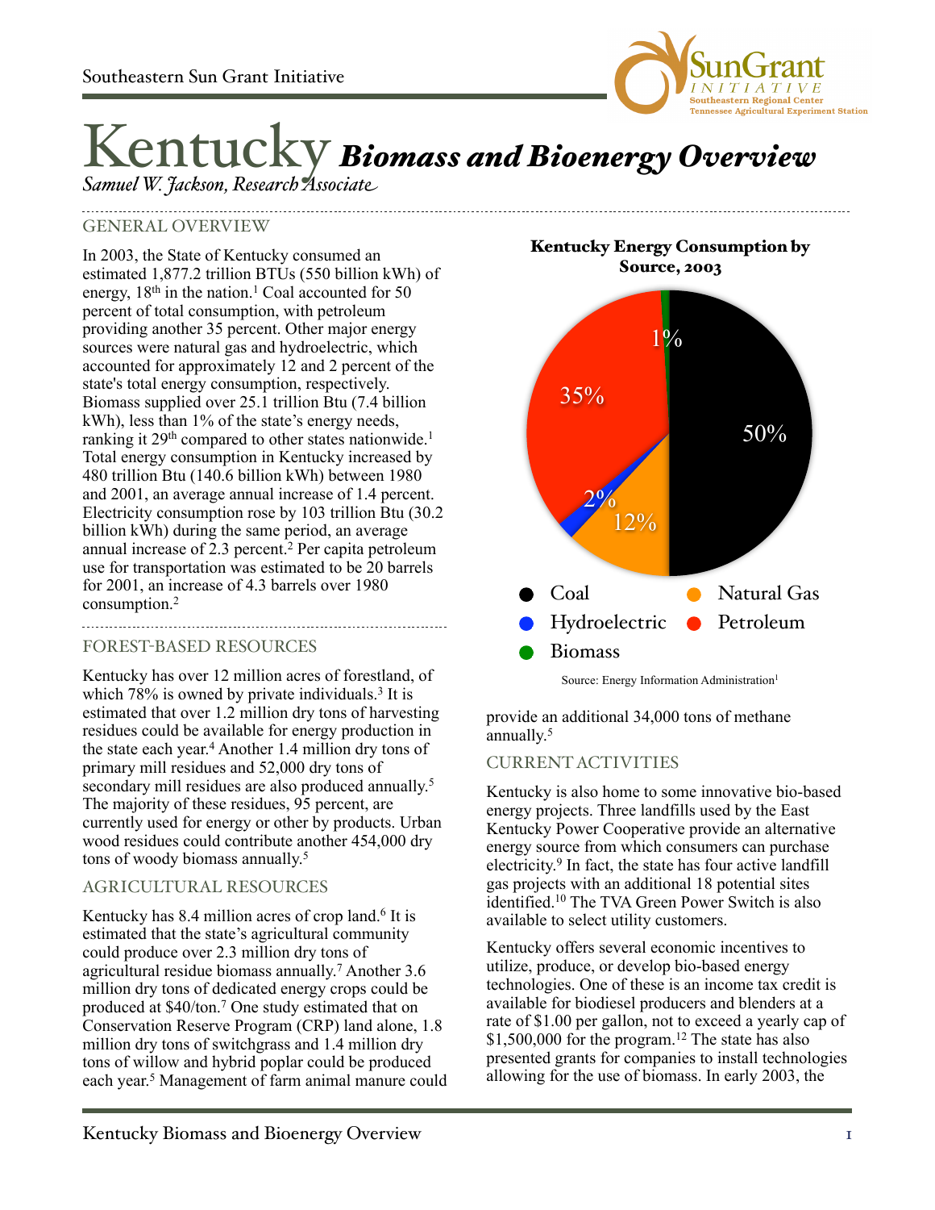Southeastern Sun Grant Initiative

# Kentucky *Biomass and Bioenergy Overview*

*Samuel W. Jackson, Research Associate*

## GENERAL OVERVIEW

In 2003, the State of Kentucky consumed an estimated 1,877.2 trillion BTUs (550 billion kWh) of energy, 18th in the nation.[1] Coal accounted for 50 percent of total consumption, with petroleum providing another 35 percent. Other major energy sources were natural gas and hydroelectric, which accounted for approximately 12 and 2 percent of the state's total energy consumption, respectively. Biomass supplied over 25.1 trillion Btu (7.4 billion kWh), less than 1% of the state's energy needs, ranking it 29th compared to other states nationwide.[1] Total energy consumption in Kentucky increased by 480 trillion Btu (140.6 billion kWh) between 1980 and 2001, an average annual increase of 1.4 percent. Electricity consumption rose by 103 trillion Btu (30.2 billion kWh) during the same period, an average annual increase of 2.3 percent.[2] Per capita petroleum use for transportation was estimated to be 20 barrels for 2001, an increase of 4.3 barrels over 1980 consumption.[2]

**Kentucky Energy Consumption by Source, 2003**

| Source | Percent |
|---|---|
| Coal | 50% |
| Petroleum | 35% |
| Natural Gas | 12% |
| Hydroelectric | 2% |
| Biomass | 1% |

Source: Energy Information Administration[1]

## FOREST-BASED RESOURCES

Kentucky has over 12 million acres of forestland, of which 78% is owned by private individuals.[3] It is estimated that over 1.2 million dry tons of harvesting residues could be available for energy production in the state each year.[4] Another 1.4 million dry tons of primary mill residues and 52,000 dry tons of secondary mill residues are also produced annually.[5] The majority of these residues, 95 percent, are currently used for energy or other by products. Urban wood residues could contribute another 454,000 dry tons of woody biomass annually.[5]

## AGRICULTURAL RESOURCES

Kentucky has 8.4 million acres of crop land.[6] It is estimated that the state's agricultural community could produce over 2.3 million dry tons of agricultural residue biomass annually.[7] Another 3.6 million dry tons of dedicated energy crops could be produced at $40/ton.[7] One study estimated that on Conservation Reserve Program (CRP) land alone, 1.8 million dry tons of switchgrass and 1.4 million dry tons of willow and hybrid poplar could be produced each year.[5] Management of farm animal manure could provide an additional 34,000 tons of methane annually.[5]

## CURRENT ACTIVITIES

Kentucky is also home to some innovative bio-based energy projects. Three landfills used by the East Kentucky Power Cooperative provide an alternative energy source from which consumers can purchase electricity.[9] In fact, the state has four active landfill gas projects with an additional 18 potential sites identified.[10] The TVA Green Power Switch is also available to select utility customers.

Kentucky offers several economic incentives to utilize, produce, or develop bio-based energy technologies. One of these is an income tax credit is available for biodiesel producers and blenders at a rate of $1.00 per gallon, not to exceed a yearly cap of $1,500,000 for the program.[12] The state has also presented grants for companies to install technologies allowing for the use of biomass. In early 2003, the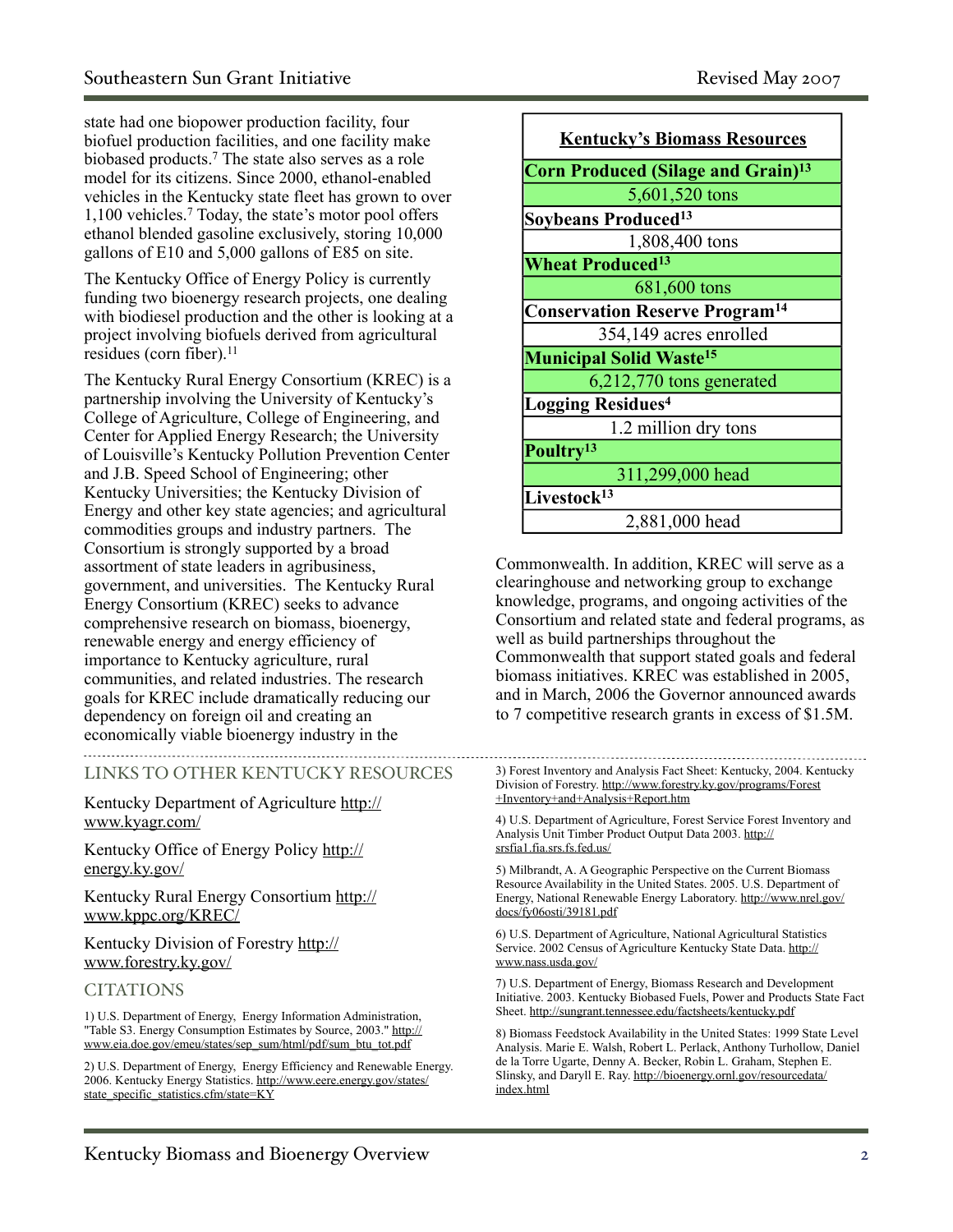state had one biopower production facility, four biofuel production facilities, and one facility make biobased products.[7] The state also serves as a role model for its citizens. Since 2000, ethanol-enabled vehicles in the Kentucky state fleet has grown to over 1,100 vehicles.[7] Today, the state's motor pool offers ethanol blended gasoline exclusively, storing 10,000 gallons of E10 and 5,000 gallons of E85 on site.

The Kentucky Office of Energy Policy is currently funding two bioenergy research projects, one dealing with biodiesel production and the other is looking at a project involving biofuels derived from agricultural residues (corn fiber).[11]

The Kentucky Rural Energy Consortium (KREC) is a partnership involving the University of Kentucky's College of Agriculture, College of Engineering, and Center for Applied Energy Research; the University of Louisville's Kentucky Pollution Prevention Center and J.B. Speed School of Engineering; other Kentucky Universities; the Kentucky Division of Energy and other key state agencies; and agricultural commodities groups and industry partners. The Consortium is strongly supported by a broad assortment of state leaders in agribusiness, government, and universities. The Kentucky Rural Energy Consortium (KREC) seeks to advance comprehensive research on biomass, bioenergy, renewable energy and energy efficiency of importance to Kentucky agriculture, rural communities, and related industries. The research goals for KREC include dramatically reducing our dependency on foreign oil and creating an economically viable bioenergy industry in the Commonwealth. In addition, KREC will serve as a clearinghouse and networking group to exchange knowledge, programs, and ongoing activities of the Consortium and related state and federal programs, as well as build partnerships throughout the Commonwealth that support stated goals and federal biomass initiatives. KREC was established in 2005, and in March, 2006 the Governor announced awards to 7 competitive research grants in excess of $1.5M.

| Kentucky's Biomass Resources |
|---|
| **Corn Produced (Silage and Grain)[13]** |
| 5,601,520 tons |
| **Soybeans Produced[13]** |
| 1,808,400 tons |
| **Wheat Produced[13]** |
| 681,600 tons |
| **Conservation Reserve Program[14]** |
| 354,149 acres enrolled |
| **Municipal Solid Waste[15]** |
| 6,212,770 tons generated |
| **Logging Residues[4]** |
| 1.2 million dry tons |
| **Poultry[13]** |
| 311,299,000 head |
| **Livestock[13]** |
| 2,881,000 head |

## LINKS TO OTHER KENTUCKY RESOURCES

Kentucky Department of Agriculture http://www.kyagr.com/

Kentucky Office of Energy Policy http://energy.ky.gov/

Kentucky Rural Energy Consortium http://www.kppc.org/KREC/

Kentucky Division of Forestry http://www.forestry.ky.gov/

## CITATIONS

1) U.S. Department of Energy, Energy Information Administration, "Table S3. Energy Consumption Estimates by Source, 2003." http://www.eia.doe.gov/emeu/states/sep_sum/html/pdf/sum_btu_tot.pdf

2) U.S. Department of Energy, Energy Efficiency and Renewable Energy. 2006. Kentucky Energy Statistics. http://www.eere.energy.gov/states/state_specific_statistics.cfm/state=KY

3) Forest Inventory and Analysis Fact Sheet: Kentucky, 2004. Kentucky Division of Forestry. http://www.forestry.ky.gov/programs/Forest+Inventory+and+Analysis+Report.htm

4) U.S. Department of Agriculture, Forest Service Forest Inventory and Analysis Unit Timber Product Output Data 2003. http://srsfia1.fia.srs.fs.fed.us/

5) Milbrandt, A. A Geographic Perspective on the Current Biomass Resource Availability in the United States. 2005. U.S. Department of Energy, National Renewable Energy Laboratory. http://www.nrel.gov/docs/fy06osti/39181.pdf

6) U.S. Department of Agriculture, National Agricultural Statistics Service. 2002 Census of Agriculture Kentucky State Data. http://www.nass.usda.gov/

7) U.S. Department of Energy, Biomass Research and Development Initiative. 2003. Kentucky Biobased Fuels, Power and Products State Fact Sheet. http://sungrant.tennessee.edu/factsheets/kentucky.pdf

8) Biomass Feedstock Availability in the United States: 1999 State Level Analysis. Marie E. Walsh, Robert L. Perlack, Anthony Turhollow, Daniel de la Torre Ugarte, Denny A. Becker, Robin L. Graham, Stephen E. Slinsky, and Daryll E. Ray. http://bioenergy.ornl.gov/resourcedata/index.html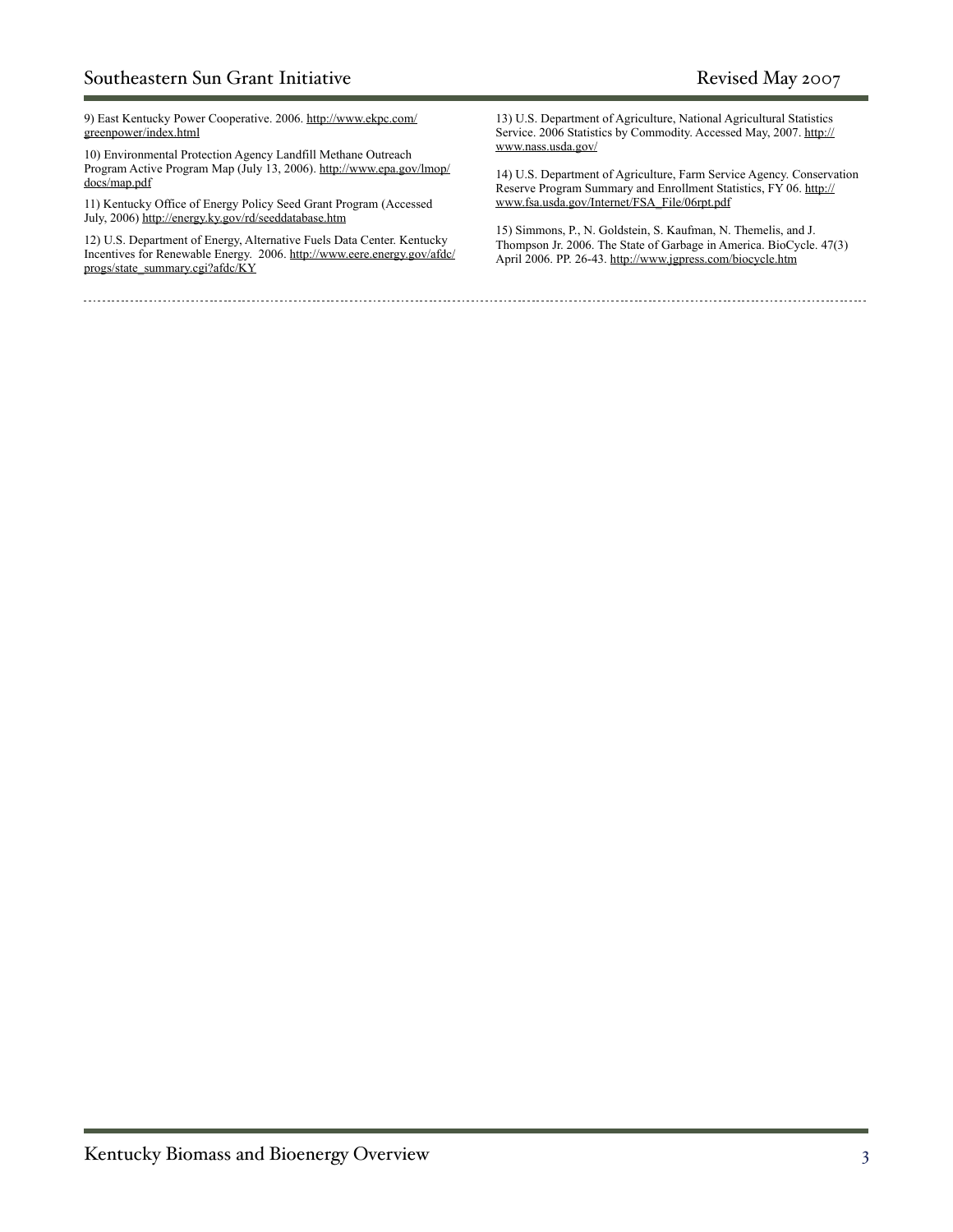9) East Kentucky Power Cooperative. 2006. http://www.ekpc.com/greenpower/index.html

10) Environmental Protection Agency Landfill Methane Outreach Program Active Program Map (July 13, 2006). http://www.epa.gov/lmop/docs/map.pdf

11) Kentucky Office of Energy Policy Seed Grant Program (Accessed July, 2006) http://energy.ky.gov/rd/seeddatabase.htm

12) U.S. Department of Energy, Alternative Fuels Data Center. Kentucky Incentives for Renewable Energy. 2006. http://www.eere.energy.gov/afdc/progs/state_summary.cgi?afdc/KY

13) U.S. Department of Agriculture, National Agricultural Statistics Service. 2006 Statistics by Commodity. Accessed May, 2007. http://www.nass.usda.gov/

14) U.S. Department of Agriculture, Farm Service Agency. Conservation Reserve Program Summary and Enrollment Statistics, FY 06. http://www.fsa.usda.gov/Internet/FSA_File/06rpt.pdf

15) Simmons, P., N. Goldstein, S. Kaufman, N. Themelis, and J. Thompson Jr. 2006. The State of Garbage in America. BioCycle. 47(3) April 2006. PP. 26-43. http://www.jgpress.com/biocycle.htm